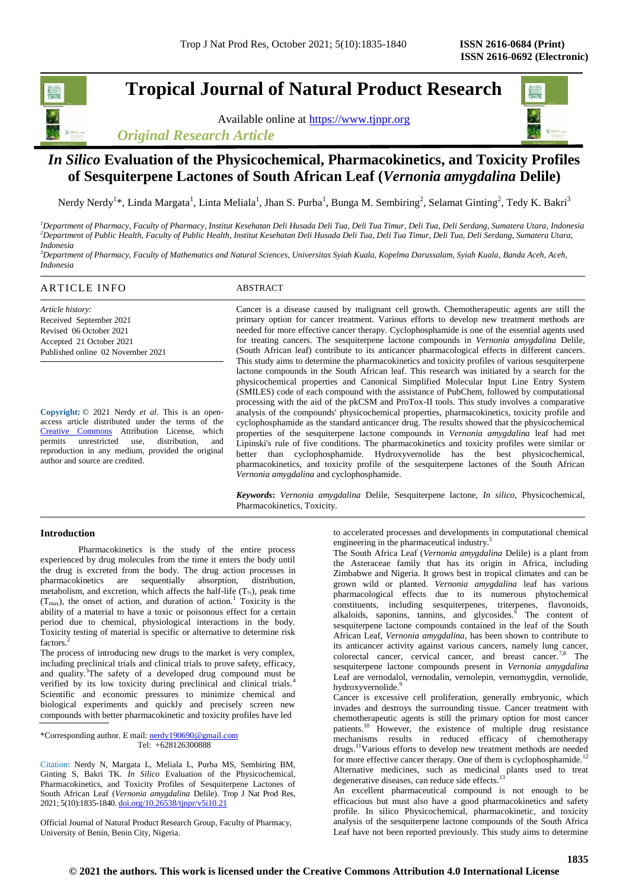# Tropical Journal of Natural Product Research

Available online at https://www.tjnpr.org

*Original Research Article*

# *In Silico* Evaluation of the Physicochemical, Pharmacokinetics, and Toxicity Profiles of Sesquiterpene Lactones of South African Leaf (*Vernonia amygdalina* Delile)

Nerdy Nerdy[1]*, Linda Margata[1], Linta Meliala[1], Jhan S. Purba[1], Bunga M. Sembiring[2], Selamat Ginting[2], Tedy K. Bakri[3]

[1]*Department of Pharmacy, Faculty of Pharmacy, Institut Kesehatan Deli Husada Deli Tua, Deli Tua Timur, Deli Tua, Deli Serdang, Sumatera Utara, Indonesia*
[2]*Department of Public Health, Faculty of Public Health, Institut Kesehatan Deli Husada Deli Tua, Deli Tua Timur, Deli Tua, Deli Serdang, Sumatera Utara, Indonesia*
[3]*Department of Pharmacy, Faculty of Mathematics and Natural Sciences, Universitas Syiah Kuala, Kopelma Darussalam, Syiah Kuala, Banda Aceh, Aceh, Indonesia*

## ARTICLE INFO

*Article history:*
Received September 2021
Revised 06 October 2021
Accepted 21 October 2021
Published online 02 November 2021

**Copyright:** © 2021 Nerdy *et al*. This is an open-access article distributed under the terms of the Creative Commons Attribution License, which permits unrestricted use, distribution, and reproduction in any medium, provided the original author and source are credited.

## ABSTRACT

Cancer is a disease caused by malignant cell growth. Chemotherapeutic agents are still the primary option for cancer treatment. Various efforts to develop new treatment methods are needed for more effective cancer therapy. Cyclophosphamide is one of the essential agents used for treating cancers. The sesquiterpene lactone compounds in *Vernonia amygdalina* Delile, (South African leaf) contribute to its anticancer pharmacological effects in different cancers. This study aims to determine the pharmacokinetics and toxicity profiles of various sesquiterpene lactone compounds in the South African leaf. This research was initiated by a search for the physicochemical properties and Canonical Simplified Molecular Input Line Entry System (SMILES) code of each compound with the assistance of PubChem, followed by computational processing with the aid of the pkCSM and ProTox-II tools. This study involves a comparative analysis of the compounds' physicochemical properties, pharmacokinetics, toxicity profile and cyclophosphamide as the standard anticancer drug. The results showed that the physicochemical properties of the sesquiterpene lactone compounds in *Vernonia amygdalina* leaf had met Lipinski's rule of five conditions. The pharmacokinetics and toxicity profiles were similar or better than cyclophosphamide. Hydroxyvernolide has the best physicochemical, pharmacokinetics, and toxicity profile of the sesquiterpene lactones of the South African *Vernonia amygdalina* and cyclophosphamide.

***Keywords*:** *Vernonia amygdalina* Delile, Sesquiterpene lactone, *In silico*, Physicochemical, Pharmacokinetics, Toxicity.

## Introduction

Pharmacokinetics is the study of the entire process experienced by drug molecules from the time it enters the body until the drug is excreted from the body. The drug action processes in pharmacokinetics are sequentially absorption, distribution, metabolism, and excretion, which affects the half-life ($T_{½}$), peak time ($T_{max}$), the onset of action, and duration of action.[1] Toxicity is the ability of a material to have a toxic or poisonous effect for a certain period due to chemical, physiological interactions in the body. Toxicity testing of material is specific or alternative to determine risk factors.[2]

The process of introducing new drugs to the market is very complex, including preclinical trials and clinical trials to prove safety, efficacy, and quality.[3] The safety of a developed drug compound must be verified by its low toxicity during preclinical and clinical trials.[4] Scientific and economic pressures to minimize chemical and biological experiments and quickly and precisely screen new compounds with better pharmacokinetic and toxicity profiles have led to accelerated processes and developments in computational chemical engineering in the pharmaceutical industry.[5]

The South Africa Leaf (*Vernonia amygdalina* Delile) is a plant from the Asteraceae family that has its origin in Africa, including Zimbabwe and Nigeria. It grows best in tropical climates and can be grown wild or planted. *Vernonia amygdalina* leaf has various pharmacological effects due to its numerous phytochemical constituents, including sesquiterpenes, triterpenes, flavonoids, alkaloids, saponins, tannins, and glycosides.[6] The content of sesquiterpene lactone compounds contained in the leaf of the South African Leaf, *Vernonia amygdalina,* has been shown to contribute to its anticancer activity against various cancers, namely lung cancer, colorectal cancer, cervical cancer, and breast cancer.[7,8] The sesquiterpene lactone compounds present in *Vernonia amygdalina* Leaf are vernodalol, vernodalin, vernolepin, vernomygdin, vernolide, hydroxyvernolide.[9]

Cancer is excessive cell proliferation, generally embryonic, which invades and destroys the surrounding tissue. Cancer treatment with chemotherapeutic agents is still the primary option for most cancer patients.[10] However, the existence of multiple drug resistance mechanisms results in reduced efficacy of chemotherapy drugs.[11] Various efforts to develop new treatment methods are needed for more effective cancer therapy. One of them is cyclophosphamide.[12] Alternative medicines, such as medicinal plants used to treat degenerative diseases, can reduce side effects.[13]

An excellent pharmaceutical compound is not enough to be efficacious but must also have a good pharmacokinetics and safety profile. In silico Physicochemical, pharmacokinetic, and toxicity analysis of the sesquiterpene lactone compounds of the South Africa Leaf have not been reported previously. This study aims to determine

*Corresponding author. E mail: nerdy190690@gmail.com
Tel: +628126300888

Citation: Nerdy N, Margata L, Meliala L, Purba MS, Sembiring BM, Ginting S, Bakri TK. *In Silico* Evaluation of the Physicochemical, Pharmacokinetics, and Toxicity Profiles of Sesquiterpene Lactones of South African Leaf (*Vernonia amygdalina* Delile). Trop J Nat Prod Res, 2021; 5(10):1835-1840. doi.org/10.26538/tjnpr/v5i10.21

Official Journal of Natural Product Research Group, Faculty of Pharmacy, University of Benin, Benin City, Nigeria.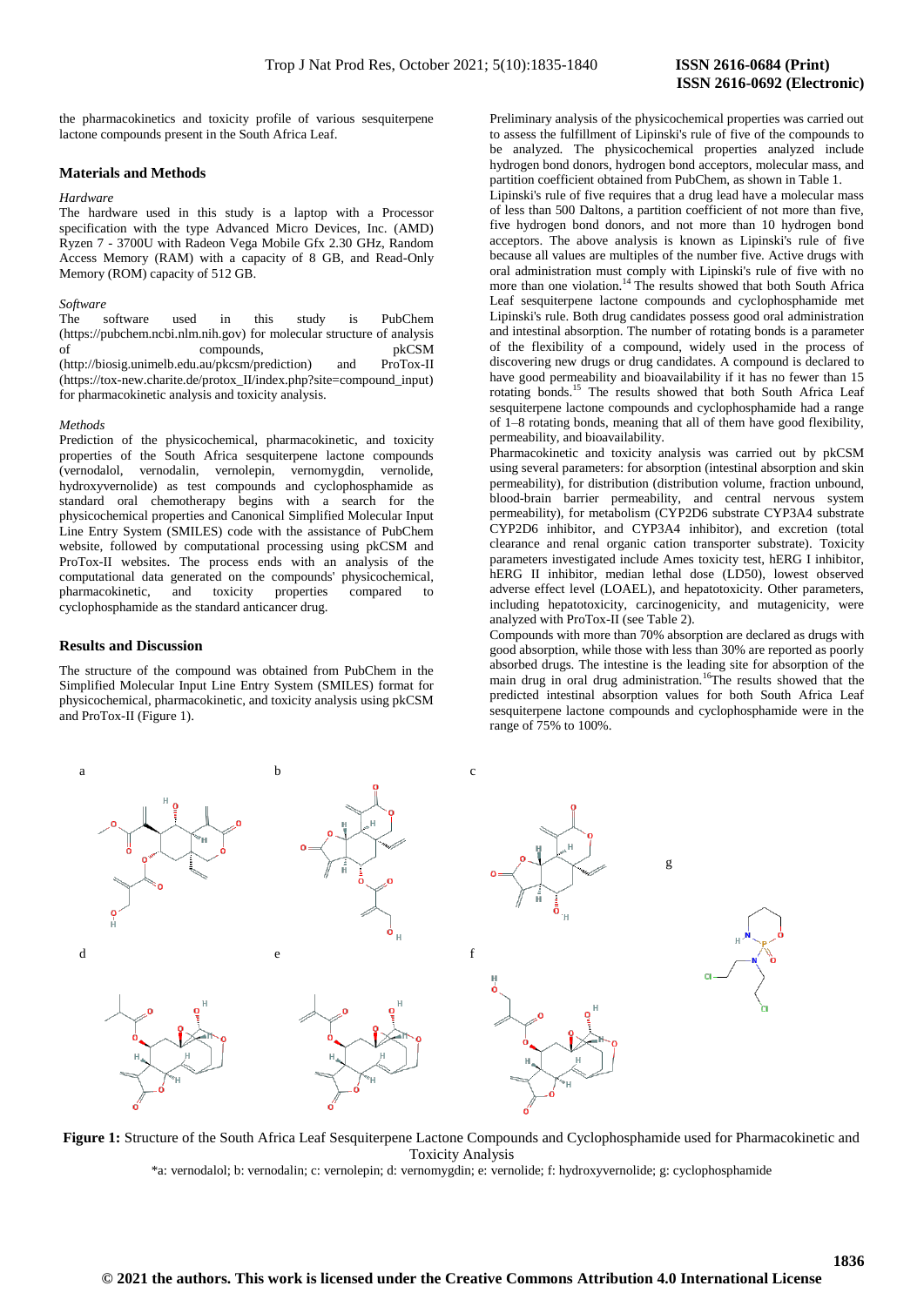the pharmacokinetics and toxicity profile of various sesquiterpene lactone compounds present in the South Africa Leaf.

## Materials and Methods

*Hardware*

The hardware used in this study is a laptop with a Processor specification with the type Advanced Micro Devices, Inc. (AMD) Ryzen 7 - 3700U with Radeon Vega Mobile Gfx 2.30 GHz, Random Access Memory (RAM) with a capacity of 8 GB, and Read-Only Memory (ROM) capacity of 512 GB.

*Software*

The software used in this study is PubChem (https://pubchem.ncbi.nlm.nih.gov) for molecular structure of analysis of compounds, pkCSM (http://biosig.unimelb.edu.au/pkcsm/prediction) and ProTox-II (https://tox-new.charite.de/protox_II/index.php?site=compound_input) for pharmacokinetic analysis and toxicity analysis.

*Methods*

Prediction of the physicochemical, pharmacokinetic, and toxicity properties of the South Africa sesquiterpene lactone compounds (vernodalol, vernodalin, vernolepin, vernomygdin, vernolide, hydroxyvernolide) as test compounds and cyclophosphamide as standard oral chemotherapy begins with a search for the physicochemical properties and Canonical Simplified Molecular Input Line Entry System (SMILES) code with the assistance of PubChem website, followed by computational processing using pkCSM and ProTox-II websites. The process ends with an analysis of the computational data generated on the compounds' physicochemical, pharmacokinetic, and toxicity properties compared to cyclophosphamide as the standard anticancer drug.

## Results and Discussion

The structure of the compound was obtained from PubChem in the Simplified Molecular Input Line Entry System (SMILES) format for physicochemical, pharmacokinetic, and toxicity analysis using pkCSM and ProTox-II (Figure 1).

Preliminary analysis of the physicochemical properties was carried out to assess the fulfillment of Lipinski's rule of five of the compounds to be analyzed. The physicochemical properties analyzed include hydrogen bond donors, hydrogen bond acceptors, molecular mass, and partition coefficient obtained from PubChem, as shown in Table 1.

Lipinski's rule of five requires that a drug lead have a molecular mass of less than 500 Daltons, a partition coefficient of not more than five, five hydrogen bond donors, and not more than 10 hydrogen bond acceptors. The above analysis is known as Lipinski's rule of five because all values are multiples of the number five. Active drugs with oral administration must comply with Lipinski's rule of five with no more than one violation.[14] The results showed that both South Africa Leaf sesquiterpene lactone compounds and cyclophosphamide met Lipinski's rule. Both drug candidates possess good oral administration and intestinal absorption. The number of rotating bonds is a parameter of the flexibility of a compound, widely used in the process of discovering new drugs or drug candidates. A compound is declared to have good permeability and bioavailability if it has no fewer than 15 rotating bonds.[15] The results showed that both South Africa Leaf sesquiterpene lactone compounds and cyclophosphamide had a range of 1–8 rotating bonds, meaning that all of them have good flexibility, permeability, and bioavailability.

Pharmacokinetic and toxicity analysis was carried out by pkCSM using several parameters: for absorption (intestinal absorption and skin permeability), for distribution (distribution volume, fraction unbound, blood-brain barrier permeability, and central nervous system permeability), for metabolism (CYP2D6 substrate CYP3A4 substrate CYP2D6 inhibitor, and CYP3A4 inhibitor), and excretion (total clearance and renal organic cation transporter substrate). Toxicity parameters investigated include Ames toxicity test, hERG I inhibitor, hERG II inhibitor, median lethal dose (LD50), lowest observed adverse effect level (LOAEL), and hepatotoxicity. Other parameters, including hepatotoxicity, carcinogenicity, and mutagenicity, were analyzed with ProTox-II (see Table 2).

Compounds with more than 70% absorption are declared as drugs with good absorption, while those with less than 30% are reported as poorly absorbed drugs. The intestine is the leading site for absorption of the main drug in oral drug administration.[16] The results showed that the predicted intestinal absorption values for both South Africa Leaf sesquiterpene lactone compounds and cyclophosphamide were in the range of 75% to 100%.

**Figure 1:** Structure of the South Africa Leaf Sesquiterpene Lactone Compounds and Cyclophosphamide used for Pharmacokinetic and Toxicity Analysis

*a: vernodalol; b: vernodalin; c: vernolepin; d: vernomygdin; e: vernolide; f: hydroxyvernolide; g: cyclophosphamide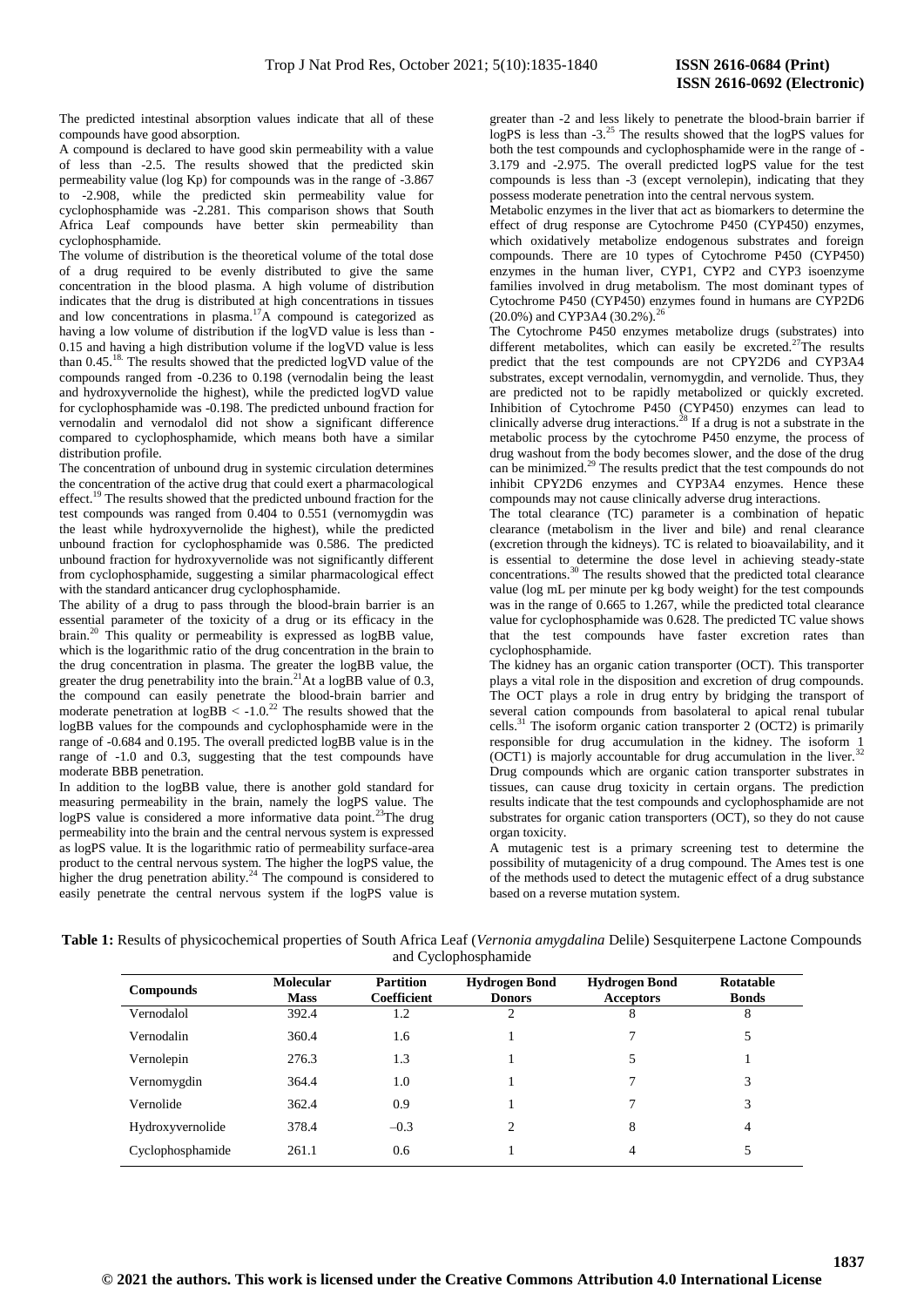The predicted intestinal absorption values indicate that all of these compounds have good absorption.

A compound is declared to have good skin permeability with a value of less than -2.5. The results showed that the predicted skin permeability value (log Kp) for compounds was in the range of -3.867 to -2.908, while the predicted skin permeability value for cyclophosphamide was -2.281. This comparison shows that South Africa Leaf compounds have better skin permeability than cyclophosphamide.

The volume of distribution is the theoretical volume of the total dose of a drug required to be evenly distributed to give the same concentration in the blood plasma. A high volume of distribution indicates that the drug is distributed at high concentrations in tissues and low concentrations in plasma.[17] A compound is categorized as having a low volume of distribution if the logVD value is less than -0.15 and having a high distribution volume if the logVD value is less than 0.45.[18] The results showed that the predicted logVD value of the compounds ranged from -0.236 to 0.198 (vernodalin being the least and hydroxyvernolide the highest), while the predicted logVD value for cyclophosphamide was -0.198. The predicted unbound fraction for vernodalin and vernodalol did not show a significant difference compared to cyclophosphamide, which means both have a similar distribution profile.

The concentration of unbound drug in systemic circulation determines the concentration of the active drug that could exert a pharmacological effect.[19] The results showed that the predicted unbound fraction for the test compounds was ranged from 0.404 to 0.551 (vernomygdin was the least while hydroxyvernolide the highest), while the predicted unbound fraction for cyclophosphamide was 0.586. The predicted unbound fraction for hydroxyvernolide was not significantly different from cyclophosphamide, suggesting a similar pharmacological effect with the standard anticancer drug cyclophosphamide.

The ability of a drug to pass through the blood-brain barrier is an essential parameter of the toxicity of a drug or its efficacy in the brain.[20] This quality or permeability is expressed as logBB value, which is the logarithmic ratio of the drug concentration in the brain to the drug concentration in plasma. The greater the logBB value, the greater the drug penetrability into the brain.[21] At a logBB value of 0.3, the compound can easily penetrate the blood-brain barrier and moderate penetration at logBB < -1.0.[22] The results showed that the logBB values for the compounds and cyclophosphamide were in the range of -0.684 and 0.195. The overall predicted logBB value is in the range of -1.0 and 0.3, suggesting that the test compounds have moderate BBB penetration.

In addition to the logBB value, there is another gold standard for measuring permeability in the brain, namely the logPS value. The logPS value is considered a more informative data point.[23] The drug permeability into the brain and the central nervous system is expressed as logPS value. It is the logarithmic ratio of permeability surface-area product to the central nervous system. The higher the logPS value, the higher the drug penetration ability.[24] The compound is considered to easily penetrate the central nervous system if the logPS value is greater than -2 and less likely to penetrate the blood-brain barrier if logPS is less than -3.[25] The results showed that the logPS values for both the test compounds and cyclophosphamide were in the range of -3.179 and -2.975. The overall predicted logPS value for the test compounds is less than -3 (except vernolepin), indicating that they possess moderate penetration into the central nervous system.

Metabolic enzymes in the liver that act as biomarkers to determine the effect of drug response are Cytochrome P450 (CYP450) enzymes, which oxidatively metabolize endogenous substrates and foreign compounds. There are 10 types of Cytochrome P450 (CYP450) enzymes in the human liver, CYP1, CYP2 and CYP3 isoenzyme families involved in drug metabolism. The most dominant types of Cytochrome P450 (CYP450) enzymes found in humans are CYP2D6 (20.0%) and CYP3A4 (30.2%).[26]

The Cytochrome P450 enzymes metabolize drugs (substrates) into different metabolites, which can easily be excreted.[27] The results predict that the test compounds are not CPY2D6 and CYP3A4 substrates, except vernodalin, vernomygdin, and vernolide. Thus, they are predicted not to be rapidly metabolized or quickly excreted. Inhibition of Cytochrome P450 (CYP450) enzymes can lead to clinically adverse drug interactions.[28] If a drug is not a substrate in the metabolic process by the cytochrome P450 enzyme, the process of drug washout from the body becomes slower, and the dose of the drug can be minimized.[29] The results predict that the test compounds do not inhibit CPY2D6 enzymes and CYP3A4 enzymes. Hence these compounds may not cause clinically adverse drug interactions.

The total clearance (TC) parameter is a combination of hepatic clearance (metabolism in the liver and bile) and renal clearance (excretion through the kidneys). TC is related to bioavailability, and it is essential to determine the dose level in achieving steady-state concentrations.[30] The results showed that the predicted total clearance value (log mL per minute per kg body weight) for the test compounds was in the range of 0.665 to 1.267, while the predicted total clearance value for cyclophosphamide was 0.628. The predicted TC value shows that the test compounds have faster excretion rates than cyclophosphamide.

The kidney has an organic cation transporter (OCT). This transporter plays a vital role in the disposition and excretion of drug compounds. The OCT plays a role in drug entry by bridging the transport of several cation compounds from basolateral to apical renal tubular cells.[31] The isoform organic cation transporter 2 (OCT2) is primarily responsible for drug accumulation in the kidney. The isoform 1 (OCT1) is majorly accountable for drug accumulation in the liver.[32] Drug compounds which are organic cation transporter substrates in tissues, can cause drug toxicity in certain organs. The prediction results indicate that the test compounds and cyclophosphamide are not substrates for organic cation transporters (OCT), so they do not cause organ toxicity.

A mutagenic test is a primary screening test to determine the possibility of mutagenicity of a drug compound. The Ames test is one of the methods used to detect the mutagenic effect of a drug substance based on a reverse mutation system.

**Table 1:** Results of physicochemical properties of South Africa Leaf (*Vernonia amygdalina* Delile) Sesquiterpene Lactone Compounds and Cyclophosphamide

| Compounds | Molecular Mass | Partition Coefficient | Hydrogen Bond Donors | Hydrogen Bond Acceptors | Rotatable Bonds |
|---|---|---|---|---|---|
| Vernodalol | 392.4 | 1.2 | 2 | 8 | 8 |
| Vernodalin | 360.4 | 1.6 | 1 | 7 | 5 |
| Vernolepin | 276.3 | 1.3 | 1 | 5 | 1 |
| Vernomygdin | 364.4 | 1.0 | 1 | 7 | 3 |
| Vernolide | 362.4 | 0.9 | 1 | 7 | 3 |
| Hydroxyvernolide | 378.4 | –0.3 | 2 | 8 | 4 |
| Cyclophosphamide | 261.1 | 0.6 | 1 | 4 | 5 |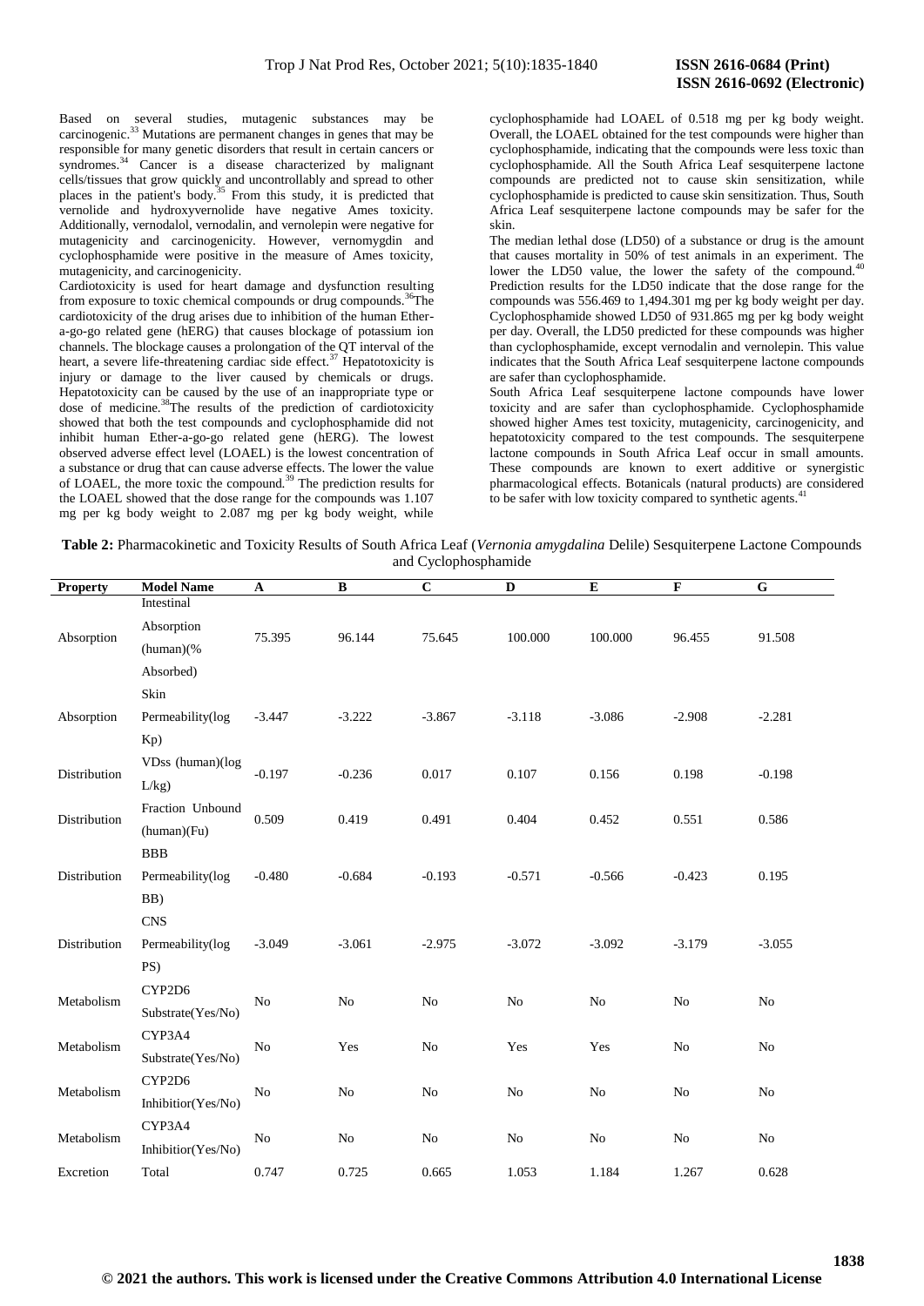Based on several studies, mutagenic substances may be carcinogenic.[33] Mutations are permanent changes in genes that may be responsible for many genetic disorders that result in certain cancers or syndromes.[34] Cancer is a disease characterized by malignant cells/tissues that grow quickly and uncontrollably and spread to other places in the patient's body.[35] From this study, it is predicted that vernolide and hydroxyvernolide have negative Ames toxicity. Additionally, vernodalol, vernodalin, and vernolepin were negative for mutagenicity and carcinogenicity. However, vernomygdin and cyclophosphamide were positive in the measure of Ames toxicity, mutagenicity, and carcinogenicity.

Cardiotoxicity is used for heart damage and dysfunction resulting from exposure to toxic chemical compounds or drug compounds.[36]The cardiotoxicity of the drug arises due to inhibition of the human Ether-a-go-go related gene (hERG) that causes blockage of potassium ion channels. The blockage causes a prolongation of the QT interval of the heart, a severe life-threatening cardiac side effect.[37] Hepatotoxicity is injury or damage to the liver caused by chemicals or drugs. Hepatotoxicity can be caused by the use of an inappropriate type or dose of medicine.[38]The results of the prediction of cardiotoxicity showed that both the test compounds and cyclophosphamide did not inhibit human Ether-a-go-go related gene (hERG). The lowest observed adverse effect level (LOAEL) is the lowest concentration of a substance or drug that can cause adverse effects. The lower the value of LOAEL, the more toxic the compound.[39] The prediction results for the LOAEL showed that the dose range for the compounds was 1.107 mg per kg body weight to 2.087 mg per kg body weight, while cyclophosphamide had LOAEL of 0.518 mg per kg body weight. Overall, the LOAEL obtained for the test compounds were higher than cyclophosphamide, indicating that the compounds were less toxic than cyclophosphamide. All the South Africa Leaf sesquiterpene lactone compounds are predicted not to cause skin sensitization, while cyclophosphamide is predicted to cause skin sensitization. Thus, South Africa Leaf sesquiterpene lactone compounds may be safer for the skin.

The median lethal dose (LD50) of a substance or drug is the amount that causes mortality in 50% of test animals in an experiment. The lower the LD50 value, the lower the safety of the compound.[40] Prediction results for the LD50 indicate that the dose range for the compounds was 556.469 to 1,494.301 mg per kg body weight per day. Cyclophosphamide showed LD50 of 931.865 mg per kg body weight per day. Overall, the LD50 predicted for these compounds was higher than cyclophosphamide, except vernodalin and vernolepin. This value indicates that the South Africa Leaf sesquiterpene lactone compounds are safer than cyclophosphamide.

South Africa Leaf sesquiterpene lactone compounds have lower toxicity and are safer than cyclophosphamide. Cyclophosphamide showed higher Ames test toxicity, mutagenicity, carcinogenicity, and hepatotoxicity compared to the test compounds. The sesquiterpene lactone compounds in South Africa Leaf occur in small amounts. These compounds are known to exert additive or synergistic pharmacological effects. Botanicals (natural products) are considered to be safer with low toxicity compared to synthetic agents.[41]

**Table 2:** Pharmacokinetic and Toxicity Results of South Africa Leaf (*Vernonia amygdalina* Delile) Sesquiterpene Lactone Compounds and Cyclophosphamide

| Property | Model Name | A | B | C | D | E | F | G |
|---|---|---|---|---|---|---|---|---|
| Absorption | Intestinal Absorption (human)(% Absorbed) | 75.395 | 96.144 | 75.645 | 100.000 | 100.000 | 96.455 | 91.508 |
| Absorption | Skin Permeability(log Kp) | -3.447 | -3.222 | -3.867 | -3.118 | -3.086 | -2.908 | -2.281 |
| Distribution | VDss (human)(log L/kg) | -0.197 | -0.236 | 0.017 | 0.107 | 0.156 | 0.198 | -0.198 |
| Distribution | Fraction Unbound (human)(Fu) | 0.509 | 0.419 | 0.491 | 0.404 | 0.452 | 0.551 | 0.586 |
| Distribution | BBB Permeability(log BB) | -0.480 | -0.684 | -0.193 | -0.571 | -0.566 | -0.423 | 0.195 |
| Distribution | CNS Permeability(log PS) | -3.049 | -3.061 | -2.975 | -3.072 | -3.092 | -3.179 | -3.055 |
| Metabolism | CYP2D6 Substrate(Yes/No) | No | No | No | No | No | No | No |
| Metabolism | CYP3A4 Substrate(Yes/No) | No | Yes | No | Yes | Yes | No | No |
| Metabolism | CYP2D6 Inhibitior(Yes/No) | No | No | No | No | No | No | No |
| Metabolism | CYP3A4 Inhibitior(Yes/No) | No | No | No | No | No | No | No |
| Excretion | Total | 0.747 | 0.725 | 0.665 | 1.053 | 1.184 | 1.267 | 0.628 |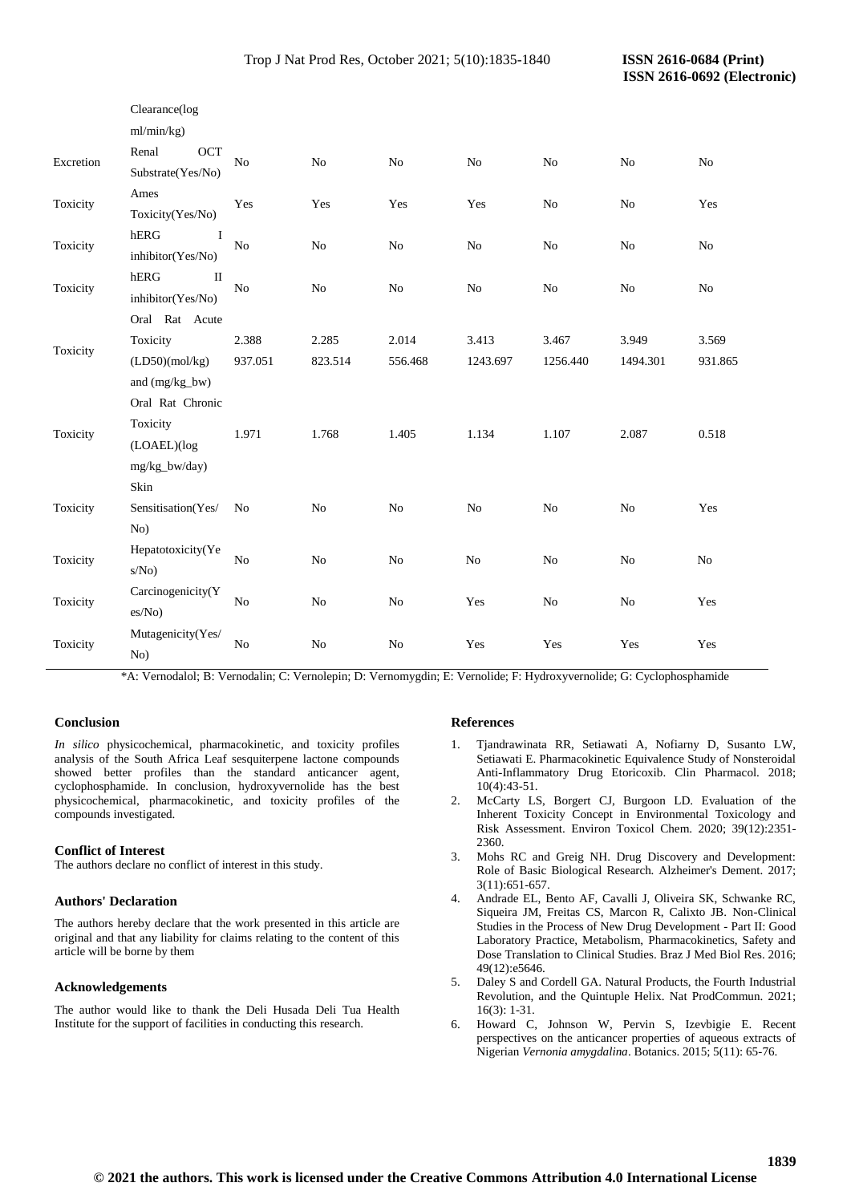| | | | | | | | | |
|---|---|---|---|---|---|---|---|---|
| | Clearance(log ml/min/kg) | | | | | | | |
| Excretion | Renal OCT Substrate(Yes/No) | No | No | No | No | No | No | No |
| Toxicity | Ames Toxicity(Yes/No) | Yes | Yes | Yes | Yes | No | No | Yes |
| Toxicity | hERG I inhibitor(Yes/No) | No | No | No | No | No | No | No |
| Toxicity | hERG II inhibitor(Yes/No) | No | No | No | No | No | No | No |
| Toxicity | Oral Rat Acute Toxicity (LD50)(mol/kg) and (mg/kg_bw) | 2.388 937.051 | 2.285 823.514 | 2.014 556.468 | 3.413 1243.697 | 3.467 1256.440 | 3.949 1494.301 | 3.569 931.865 |
| Toxicity | Oral Rat Chronic Toxicity (LOAEL)(log mg/kg_bw/day) | 1.971 | 1.768 | 1.405 | 1.134 | 1.107 | 2.087 | 0.518 |
| Toxicity | Skin Sensitisation(Yes/No) | No | No | No | No | No | No | Yes |
| Toxicity | Hepatotoxicity(Yes/No) | No | No | No | No | No | No | No |
| Toxicity | Carcinogenicity(Yes/No) | No | No | No | Yes | No | No | Yes |
| Toxicity | Mutagenicity(Yes/No) | No | No | No | Yes | Yes | Yes | Yes |

*A: Vernodalol; B: Vernodalin; C: Vernolepin; D: Vernomygdin; E: Vernolide; F: Hydroxyvernolide; G: Cyclophosphamide

## Conclusion

*In silico* physicochemical, pharmacokinetic, and toxicity profiles analysis of the South Africa Leaf sesquiterpene lactone compounds showed better profiles than the standard anticancer agent, cyclophosphamide. In conclusion, hydroxyvernolide has the best physicochemical, pharmacokinetic, and toxicity profiles of the compounds investigated.

## Conflict of Interest

The authors declare no conflict of interest in this study.

## Authors' Declaration

The authors hereby declare that the work presented in this article are original and that any liability for claims relating to the content of this article will be borne by them

## Acknowledgements

The author would like to thank the Deli Husada Deli Tua Health Institute for the support of facilities in conducting this research.

## References

1. Tjandrawinata RR, Setiawati A, Nofiarny D, Susanto LW, Setiawati E. Pharmacokinetic Equivalence Study of Nonsteroidal Anti-Inflammatory Drug Etoricoxib. Clin Pharmacol. 2018; 10(4):43-51.
2. McCarty LS, Borgert CJ, Burgoon LD. Evaluation of the Inherent Toxicity Concept in Environmental Toxicology and Risk Assessment. Environ Toxicol Chem. 2020; 39(12):2351-2360.
3. Mohs RC and Greig NH. Drug Discovery and Development: Role of Basic Biological Research. Alzheimer's Dement. 2017; 3(11):651-657.
4. Andrade EL, Bento AF, Cavalli J, Oliveira SK, Schwanke RC, Siqueira JM, Freitas CS, Marcon R, Calixto JB. Non-Clinical Studies in the Process of New Drug Development - Part II: Good Laboratory Practice, Metabolism, Pharmacokinetics, Safety and Dose Translation to Clinical Studies. Braz J Med Biol Res. 2016; 49(12):e5646.
5. Daley S and Cordell GA. Natural Products, the Fourth Industrial Revolution, and the Quintuple Helix. Nat ProdCommun. 2021; 16(3): 1-31.
6. Howard C, Johnson W, Pervin S, Izevbigie E. Recent perspectives on the anticancer properties of aqueous extracts of Nigerian *Vernonia amygdalina*. Botanics. 2015; 5(11): 65-76.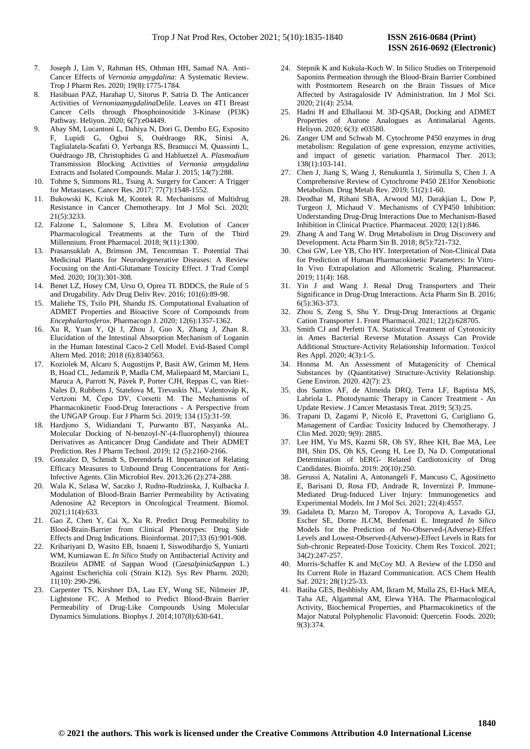7. Joseph J, Lim V, Rahman HS, Othman HH, Samad NA. Anti-Cancer Effects of *Vernonia amygdalina*: A Systematic Review. Trop J Pharm Res. 2020; 19(8):1775-1784.
8. Hasibuan PAZ, Harahap U, Sitorus P, Satria D. The Anticancer Activities of *Vernoniaamygdalina*Delile. Leaves on 4T1 Breast Cancer Cells through Phosphoinositide 3-Kinase (PI3K) Pathway. Heliyon. 2020; 6(7):e04449.
9. Abay SM, Lucantoni L, Dahiya N, Dori G, Dembo EG, Esposito F, Lupidi G, Ogboi S, Ouédraogo RK, Sinisi A, Taglialatela-Scafati O, Yerbanga RS, Bramucci M, Quassinti L, Ouédraogo JB, Christophides G and Habluetzel A. *Plasmodium* Transmission Blocking Activities of *Vernonia amygdalina* Extracts and Isolated Compounds. Malar J. 2015; 14(7):288.
10. Tohme S, Simmons RL, Tsung A. Surgery for Cancer: A Trigger for Metastases. Cancer Res. 2017; 77(7):1548-1552.
11. Bukowski K, Kciuk M, Kontek R. Mechanisms of Multidrug Resistance in Cancer Chemotherapy. Int J Mol Sci. 2020; 21(5):3233.
12. Falzone L, Salomone S, Libra M. Evolution of Cancer Pharmacological Treatments at the Turn of the Third Millennium. Front Pharmacol. 2018; 9(11):1300.
13. Prasansuklab A, Brimson JM, Tencomnao T. Potential Thai Medicinal Plants for Neurodegenerative Diseases: A Review Focusing on the Anti-Glutamate Toxicity Effect. J Trad Compl Med. 2020; 10(3):301-308.
14. Benet LZ, Hosey CM, Ursu O, Oprea TI. BDDCS, the Rule of 5 and Drugability. Adv Drug Deliv Rev. 2016; 101(6):89-98.
15. Maliehe TS, Tsilo PH, Shandu JS. Computational Evaluation of ADMET Properties and Bioactive Score of Compounds from *Encephalartosferox*. Pharmacogn J. 2020; 12(6):1357-1362.
16. Xu R, Yuan Y, Qi J, Zhou J, Guo X, Zhang J, Zhan R. Elucidation of the Intestinal Absorption Mechanism of Loganin in the Human Intestinal Caco-2 Cell Model. Evid-Based Compl Altern Med. 2018; 2018 (6):8340563.
17. Koziolek M, Alcaro S, Augustijns P, Basit AW, Grimm M, Hens B, Hoad CL, Jedamzik P, Madla CM, Maliepaard M, Marciani L, Maruca A, Parrott N, Pávek P, Porter CJH, Reppas C, van Riet-Nales D, Rubbens J, Statelova M, Trevaskis NL, Valentováp K, Vertzoni M, Čepo DV, Corsetti M. The Mechanisms of Pharmacokinetic Food-Drug Interactions - A Perspective from the UNGAP Group. Eur J Pharm Sci. 2019; 134 (15):31-59.
18. Hardjono S, Widiandani T, Purwanto BT, Nasyanka AL. Molecular Docking of N-benzoyl-N'-(4-fluorophenyl) thiourea Derivatives as Anticancer Drug Candidate and Their ADMET Prediction. Res J Pharm Technol. 2019; 12 (5):2160-2166.
19. Gonzalez D, Schmidt S, Derendorfa H. Importance of Relating Efficacy Measures to Unbound Drug Concentrations for Anti-Infective Agents. Clin Microbiol Rev. 2013;26 (2):274-288.
20. Wala K, Szlasa W, Saczko J, Rudno-Rudzinska, J, Kulbacka J. Modulation of Blood-Brain Barrier Permeability by Activating Adenosine A2 Receptors in Oncological Treatment. Biomol. 2021;11(4):633.
21. Gao Z, Chen Y, Cai X, Xu R. Predict Drug Permeability to Blood-Brain-Barrier from Clinical Phenotypes: Drug Side Effects and Drug Indications. Bioinformat. 2017;33 (6):901-908.
22. Krihariyani D, Wasito EB, Isnaeni I, Siswodihardjo S, Yuniarti WM, Kurniawan E. *In Silico* Study on Antibacterial Activity and Brazilein ADME of Sappan Wood (*CaesalpiniaSappan* L.) Against Escherichia coli (Strain K12). Sys Rev Pharm. 2020; 11(10): 290-296.
23. Carpenter TS, Kirshner DA, Lau EY, Wong SE, Nilmeier JP, Lightstone FC. A Method to Predict Blood-Brain Barrier Permeability of Drug-Like Compounds Using Molecular Dynamics Simulations. Biophys J. 2014;107(8):630-641.
24. Stepnik K and Kukula-Koch W. In Silico Studies on Triterpenoid Saponins Permeation through the Blood-Brain Barrier Combined with Postmortem Research on the Brain Tissues of Mice Affected by Astragaloside IV Administration. Int J Mol Sci. 2020; 21(4): 2534.
25. Hadni H and Elhallaoui M. 3D-QSAR, Docking and ADMET Properties of Aurone Analogues as Antimalarial Agents. Heliyon. 2020; 6(3): e03580.
26. Zanger UM and Schwab M. Cytochrome P450 enzymes in drug metabolism: Regulation of gene expression, enzyme activities, and impact of genetic variation. Pharmacol Ther. 2013; 138(1):103-141.
27. Chen J, Jiang S, Wang J, Renukuntla J, Sirimulla S, Chen J. A Comprehensive Review of Cytochrome P450 2E1for Xenobiotic Metabolism. Drug Metab Rev. 2019; 51(2):1-60.
28. Deodhar M, Rihani SBA, Arwood MJ, Darakjian L, Dow P, Turgeon J, Michaud V. Mechanisms of CYP450 Inhibition: Understanding Drug-Drug Interactions Due to Mechanism-Based Inhibition in Clinical Practice. Pharmaceut. 2020; 12(1):846.
29. Zhang A and Tang W. Drug Metabolism in Drug Discovery and Development. Acta Pharm Sin B. 2018; 8(5):721-732.
30. Choi GW, Lee YB, Cho HY. Interpretation of Non-Clinical Data for Prediction of Human Pharmacokinetic Parameters: In Vitro-In Vivo Extrapolation and Allometric Scaling. Pharmaceut. 2019; 11(4): 168.
31. Yin J and Wang J. Renal Drug Transporters and Their Significance in Drug-Drug Interactions. Acta Pharm Sin B. 2016; 6(5):363-373.
32. Zhou S, Zeng S, Shu Y. Drug-Drug Interactions at Organic Cation Transporter 1. Front Pharmacol. 2021; 12(2):628705.
33. Smith CJ and Perfetti TA. Statistical Treatment of Cytotoxicity in Ames Bacterial Reverse Mutation Assays Can Provide Additional Structure-Activity Relationship Information. Toxicol Res Appl. 2020; 4(3):1-5.
34. Honma M. An Assessment of Mutagenicity of Chemical Substances by (Quantitative) Structure-Activity Relationship. Gene Environ. 2020. 42(7): 23.
35. dos Santos AF, de Almeida DRQ, Terra LF, Baptista MS, Labriola L. Photodynamic Therapy in Cancer Treatment - An Update Review. J Cancer Metastasis Treat. 2019; 5(3):25.
36. Trapani D, Zagami P, Nicolò E, Pravettoni G, Curigliano G. Management of Cardiac Toxicity Induced by Chemotherapy. J Clin Med. 2020; 9(9): 2885.
37. Lee HM, Yu MS, Kazmi SR, Oh SY, Rhee KH, Bae MA, Lee BH, Shin DS, Oh KS, Ceong H, Lee D, Na D. Computational Determination of hERG- Related Cardiotoxicity of Drug Candidates. Bioinfo. 2019: 20(10):250.
38. Gerussi A, Natalini A, Antonangeli F, Mancuso C, Agostinetto E, Barisani D, Rosa FD, Andrade R, Invernizzi P. Immune-Mediated Drug-Induced Liver Injury: Immunogenetics and Experimental Models. Int J Mol Sci. 2021; 22(4):4557.
39. Gadaleta D, Marzo M, Toropov A, Toropova A, Lavado GJ, Escher SE, Dorne JLCM, Benfenati E. Integrated *In Silico* Models for the Prediction of No-Observed-(Adverse)-Effect Levels and Lowest-Observed-(Adverse)-Effect Levels in Rats for Sub-chronic Repeated-Dose Toxicity. Chem Res Toxicol. 2021; 34(2):247-257.
40. Morris-Schaffer K and McCoy MJ. A Review of the LD50 and Its Current Role in Hazard Communication. ACS Chem Health Saf. 2021; 28(1):25-33.
41. Batiha GES, Beshbishy AM, Ikram M, Mulla ZS, El-Hack MEA, Taha AE, Algammal AM, Elewa YHA. The Pharmacological Activity, Biochemical Properties, and Pharmacokinetics of the Major Natural Polyphenolic Flavonoid: Quercetin. Foods. 2020; 9(3):374.

**© 2021 the authors. This work is licensed under the Creative Commons Attribution 4.0 International License**